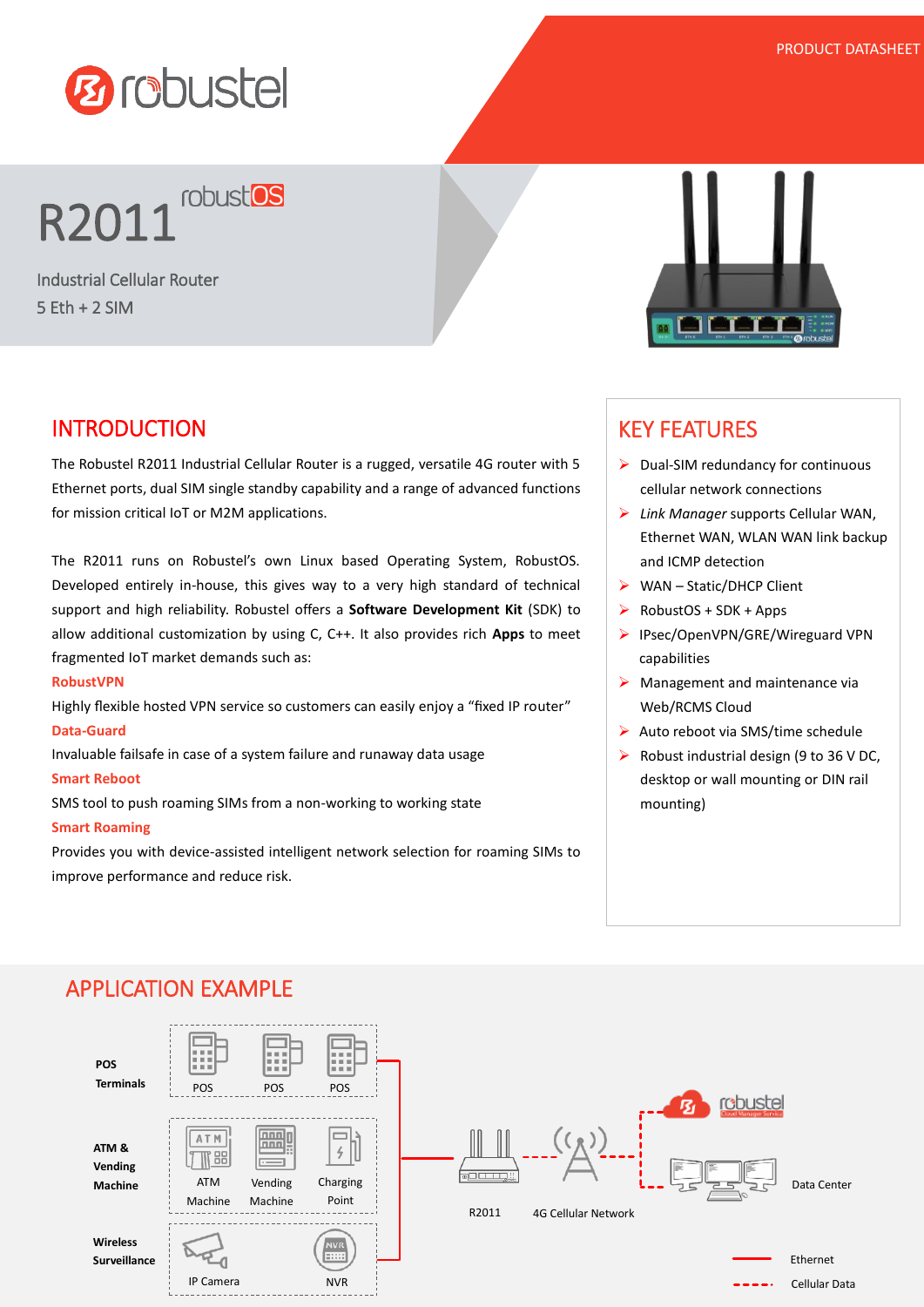PRODUCT DATASHEET

# R2011

Industrial Cellular Router
5 Eth + 2 SIM

## INTRODUCTION

The Robustel R2011 Industrial Cellular Router is a rugged, versatile 4G router with 5 Ethernet ports, dual SIM single standby capability and a range of advanced functions for mission critical IoT or M2M applications.

The R2011 runs on Robustel's own Linux based Operating System, RobustOS. Developed entirely in-house, this gives way to a very high standard of technical support and high reliability. Robustel offers a **Software Development Kit** (SDK) to allow additional customization by using C, C++. It also provides rich **Apps** to meet fragmented IoT market demands such as:

**RobustVPN**
Highly flexible hosted VPN service so customers can easily enjoy a "fixed IP router"

**Data-Guard**
Invaluable failsafe in case of a system failure and runaway data usage

**Smart Reboot**
SMS tool to push roaming SIMs from a non-working to working state

**Smart Roaming**
Provides you with device-assisted intelligent network selection for roaming SIMs to improve performance and reduce risk.

## KEY FEATURES

- Dual-SIM redundancy for continuous cellular network connections
- *Link Manager* supports Cellular WAN, Ethernet WAN, WLAN WAN link backup and ICMP detection
- WAN – Static/DHCP Client
- RobustOS + SDK + Apps
- IPsec/OpenVPN/GRE/Wireguard VPN capabilities
- Management and maintenance via Web/RCMS Cloud
- Auto reboot via SMS/time schedule
- Robust industrial design (9 to 36 V DC, desktop or wall mounting or DIN rail mounting)

## APPLICATION EXAMPLE

POS Terminals: POS, POS, POS

ATM & Vending Machine: ATM Machine, Vending Machine, Charging Point

Wireless Surveillance: IP Camera, NVR

R2011 — 4G Cellular Network — robustel Cloud Manager Service — Data Center

Ethernet
Cellular Data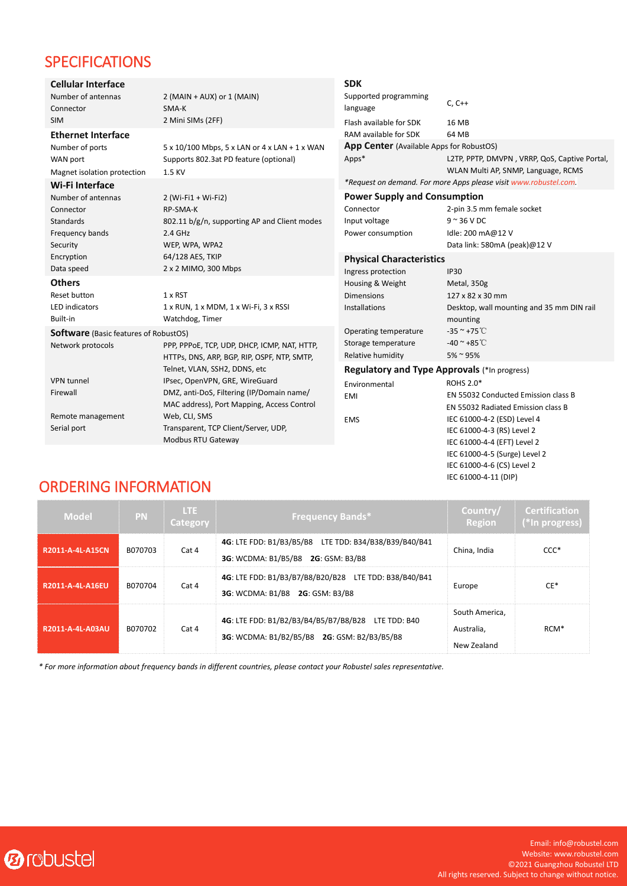# SPECIFICATIONS

### Cellular Interface

| | |
|---|---|
| Number of antennas | 2 (MAIN + AUX) or 1 (MAIN) |
| Connector | SMA-K |
| SIM | 2 Mini SIMs (2FF) |

### Ethernet Interface

| | |
|---|---|
| Number of ports | 5 x 10/100 Mbps, 5 x LAN or 4 x LAN + 1 x WAN |
| WAN port | Supports 802.3at PD feature (optional) |
| Magnet isolation protection | 1.5 KV |

### Wi-Fi Interface

| | |
|---|---|
| Number of antennas | 2 (Wi-Fi1 + Wi-Fi2) |
| Connector | RP-SMA-K |
| Standards | 802.11 b/g/n, supporting AP and Client modes |
| Frequency bands | 2.4 GHz |
| Security | WEP, WPA, WPA2 |
| Encryption | 64/128 AES, TKIP |
| Data speed | 2 x 2 MIMO, 300 Mbps |

### Others

| | |
|---|---|
| Reset button | 1 x RST |
| LED indicators | 1 x RUN, 1 x MDM, 1 x Wi-Fi, 3 x RSSI |
| Built-in | Watchdog, Timer |

### Software (Basic features of RobustOS)

| | |
|---|---|
| Network protocols | PPP, PPPoE, TCP, UDP, DHCP, ICMP, NAT, HTTP, HTTPs, DNS, ARP, BGP, RIP, OSPF, NTP, SMTP, Telnet, VLAN, SSH2, DDNS, etc |
| VPN tunnel | IPsec, OpenVPN, GRE, WireGuard |
| Firewall | DMZ, anti-DoS, Filtering (IP/Domain name/ MAC address), Port Mapping, Access Control |
| Remote management | Web, CLI, SMS |
| Serial port | Transparent, TCP Client/Server, UDP, Modbus RTU Gateway |

### SDK

| | |
|---|---|
| Supported programming language | C, C++ |
| Flash available for SDK | 16 MB |
| RAM available for SDK | 64 MB |

### App Center (Available Apps for RobustOS)

| | |
|---|---|
| Apps* | L2TP, PPTP, DMVPN , VRRP, QoS, Captive Portal, WLAN Multi AP, SNMP, Language, RCMS |

*\*Request on demand. For more Apps please visit www.robustel.com.*

### Power Supply and Consumption

| | |
|---|---|
| Connector | 2-pin 3.5 mm female socket |
| Input voltage | 9 ~ 36 V DC |
| Power consumption | Idle: 200 mA@12 V<br>Data link: 580mA (peak)@12 V |

### Physical Characteristics

| | |
|---|---|
| Ingress protection | IP30 |
| Housing & Weight | Metal, 350g |
| Dimensions | 127 x 82 x 30 mm |
| Installations | Desktop, wall mounting and 35 mm DIN rail mounting |
| Operating temperature | -35 ~ +75℃ |
| Storage temperature | -40 ~ +85℃ |
| Relative humidity | 5% ~ 95% |

### Regulatory and Type Approvals (*In progress)

| | |
|---|---|
| Environmental | ROHS 2.0* |
| EMI | EN 55032 Conducted Emission class B<br>EN 55032 Radiated Emission class B |
| EMS | IEC 61000-4-2 (ESD) Level 4<br>IEC 61000-4-3 (RS) Level 2<br>IEC 61000-4-4 (EFT) Level 2<br>IEC 61000-4-5 (Surge) Level 2<br>IEC 61000-4-6 (CS) Level 2<br>IEC 61000-4-11 (DIP) |

# ORDERING INFORMATION

| Model | PN | LTE Category | Frequency Bands* | Country/ Region | Certification (*In progress) |
|---|---|---|---|---|---|
| R2011-A-4L-A15CN | B070703 | Cat 4 | **4G**: LTE FDD: B1/B3/B5/B8 LTE TDD: B34/B38/B39/B40/B41<br>**3G**: WCDMA: B1/B5/B8 **2G**: GSM: B3/B8 | China, India | CCC* |
| R2011-A-4L-A16EU | B070704 | Cat 4 | **4G**: LTE FDD: B1/B3/B7/B8/B20/B28 LTE TDD: B38/B40/B41<br>**3G**: WCDMA: B1/B8 **2G**: GSM: B3/B8 | Europe | CE* |
| R2011-A-4L-A03AU | B070702 | Cat 4 | **4G**: LTE FDD: B1/B2/B3/B4/B5/B7/B8/B28 LTE TDD: B40<br>**3G**: WCDMA: B1/B2/B5/B8 **2G**: GSM: B2/B3/B5/B8 | South America, Australia, New Zealand | RCM* |

*\* For more information about frequency bands in different countries, please contact your Robustel sales representative.*

robustel

Email: info@robustel.com
Website: www.robustel.com
©2021 Guangzhou Robustel LTD
All rights reserved. Subject to change without notice.